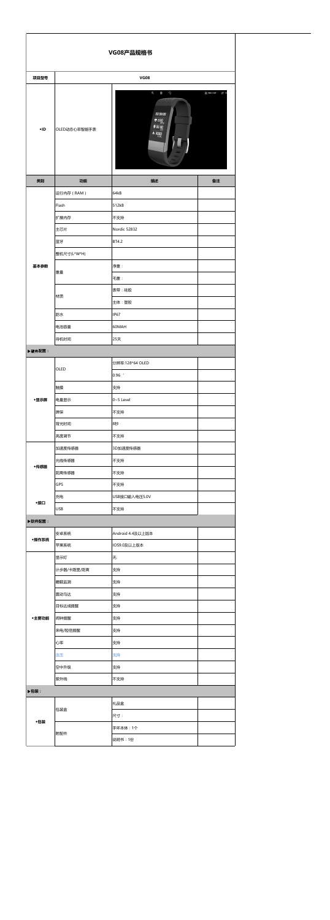# VG08产品规格书

| 项目型号 | VG08 | | |
|---|---|---|---|
| •ID | OLED动态心率智能手表 | | |
| **类别** | **功能** | **描述** | **备注** |
| 基本参数 | 运行内存（RAM） | 64kB | |
| | Flash | 512kB | |
| | 扩展内存 | 不支持 | |
| | 主芯片 | Nordic 52832 | |
| | 蓝牙 | BT4.2 | |
| | 整机尺寸(L*W*H) | | |
| | 重量 | 净重： | |
| | | 毛重： | |
| | 材质 | 表带：硅胶 | |
| | | 主体：塑胶 | |
| | 防水 | IP67 | |
| | 电池容量 | 60MAH | |
| | 待机时间 | 25天 | |
| **▶硬件配置：** | | | |
| •显示屏 | OLED | 分辨率:128*64 OLED | |
| | | 0.96 ' | |
| | 触摸 | 支持 | |
| | 电量显示 | 0~5 Level | |
| | 屏保 | 不支持 | |
| | 背光时间 | 8秒 | |
| | 亮度调节 | 不支持 | |
| •传感器 | 加速度传感器 | 3D加速度传感器 | |
| | 光线传感器 | 不支持 | |
| | 距离传感器 | 不支持 | |
| | GPS | 不支持 | |
| •接口 | 充电 | USB接口输入电压5.0V | |
| | USB | 不支持 | |
| **▶软件配置：** | | | |
| •操作系统 | 安卓系统 | Android 4.4及以上版本 | |
| | 苹果系统 | IOS9.0及以上版本 | |
| •主要功能 | 显示灯 | 无 | |
| | 计步器/卡路里/距离 | 支持 | |
| | 睡眠监测 | 支持 | |
| | 震动马达 | 支持 | |
| | 目标达成提醒 | 支持 | |
| | 闹钟提醒 | 支持 | |
| | 来电/短信提醒 | 支持 | |
| | 心率 | 支持 | |
| | 血压 | 支持 | |
| | 空中升级 | 支持 | |
| | 紫外线 | 不支持 | |
| **▶包装：** | | | |
| •包装 | 包装盒 | 礼品盒 | |
| | | 尺寸： | |
| | 附配件 | 手环本体：1个 | |
| | | 说明书：1份 | |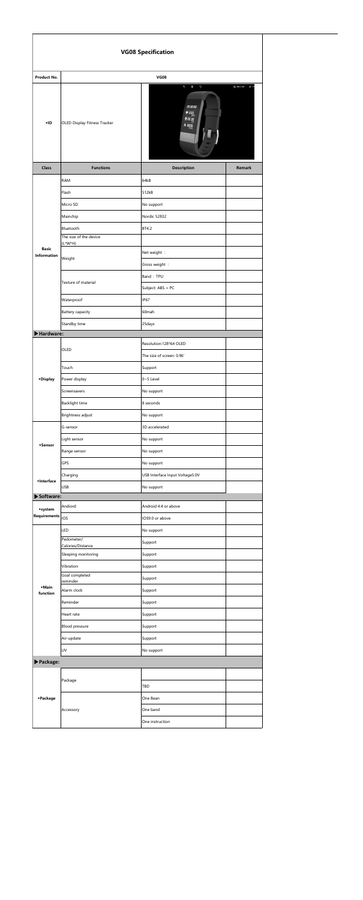# VG08 Specification

| Product No. | VG08 | | |
|---|---|---|---|
| •ID | OLED Display Fitness Tracker | | |
| **Class** | **Functions** | **Description** | **Remark** |
| **Basic Information** | RAM | 64kB | |
| | Flash | 512kB | |
| | Micro SD | No support | |
| | Mainchip | Nordic 52832 | |
| | Bluetooth | BT4.2 | |
| | The size of the device (L*W*H) | | |
| | Weight | Net weight ： | |
| | | Gross weight ： | |
| | Texture of material | Band：TPU | |
| | | Subject: ABS + PC | |
| | Waterproof | IP67 | |
| | Battery capacity | 60mah | |
| | Standby time | 25days | |
| **▶Hardware:** | | | |
| **•Display** | OLED | Resolution:128*64 OLED | |
| | | The size of screen: 0.96' | |
| | Touch | Support | |
| | Power display | 0~5 Level | |
| | Screensavers | No support | |
| | Backlight time | 8 seconds | |
| | Brightness adjust | No support | |
| **•Sensor** | G-sensor | 3D accelerated | |
| | Light sensor | No support | |
| | Range sensor | No support | |
| | GPS | No support | |
| **•Interface** | Charging | USB Interface Input Voltage5.0V | |
| | USB | No support | |
| **▶Software:** | | | |
| **•system Requirements** | Andiord | Android 4.4 or above | |
| | IOS | IOS9.0 or above | |
| **•Main function** | LED | No support | |
| | Pedometer/ Calories/Distance | Support | |
| | Sleeping monitoring | Support | |
| | Vibration | Support | |
| | Goal completed reminder | Support | |
| | Alarm clock | Support | |
| | Reminder | Support | |
| | Heart rate | Support | |
| | Blood pressure | Support | |
| | Air-update | Support | |
| | UV | No support | |
| **▶Package:** | | | |
| **•Package** | Package | | |
| | | TBD | |
| | Accessory | One Bean | |
| | | One band | |
| | | One instruction | |